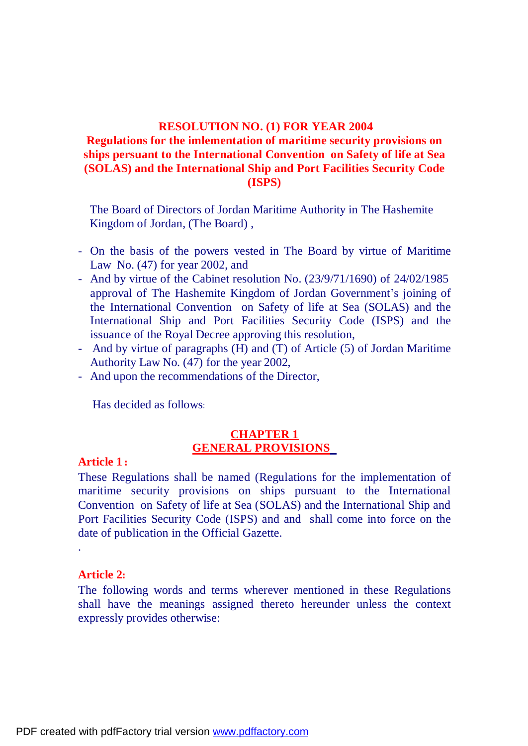# RESOLUTION NO. (1) FOR YEAR 2004

## Regulations for the imlementation of maritime security provisions on ships persuant to the International Convention on Safety of life at Sea (SOLAS) and the International Ship and Port Facilities Security Code (ISPS)

The Board of Directors of Jordan Maritime Authority in The Hashemite Kingdom of Jordan, (The Board) ,

- On the basis of the powers vested in The Board by virtue of Maritime Law No. (47) for year 2002, and
- And by virtue of the Cabinet resolution No. (23/9/71/1690) of 24/02/1985 approval of The Hashemite Kingdom of Jordan Government's joining of the International Convention on Safety of life at Sea (SOLAS) and the International Ship and Port Facilities Security Code (ISPS) and the issuance of the Royal Decree approving this resolution,
- And by virtue of paragraphs (H) and (T) of Article (5) of Jordan Maritime Authority Law No. (47) for the year 2002,
- And upon the recommendations of the Director,

Has decided as follows:

## CHAPTER 1
## GENERAL PROVISIONS

**Article 1 :**

These Regulations shall be named (Regulations for the implementation of maritime security provisions on ships pursuant to the International Convention on Safety of life at Sea (SOLAS) and the International Ship and Port Facilities Security Code (ISPS) and and shall come into force on the date of publication in the Official Gazette.

.

**Article 2:**

The following words and terms wherever mentioned in these Regulations shall have the meanings assigned thereto hereunder unless the context expressly provides otherwise: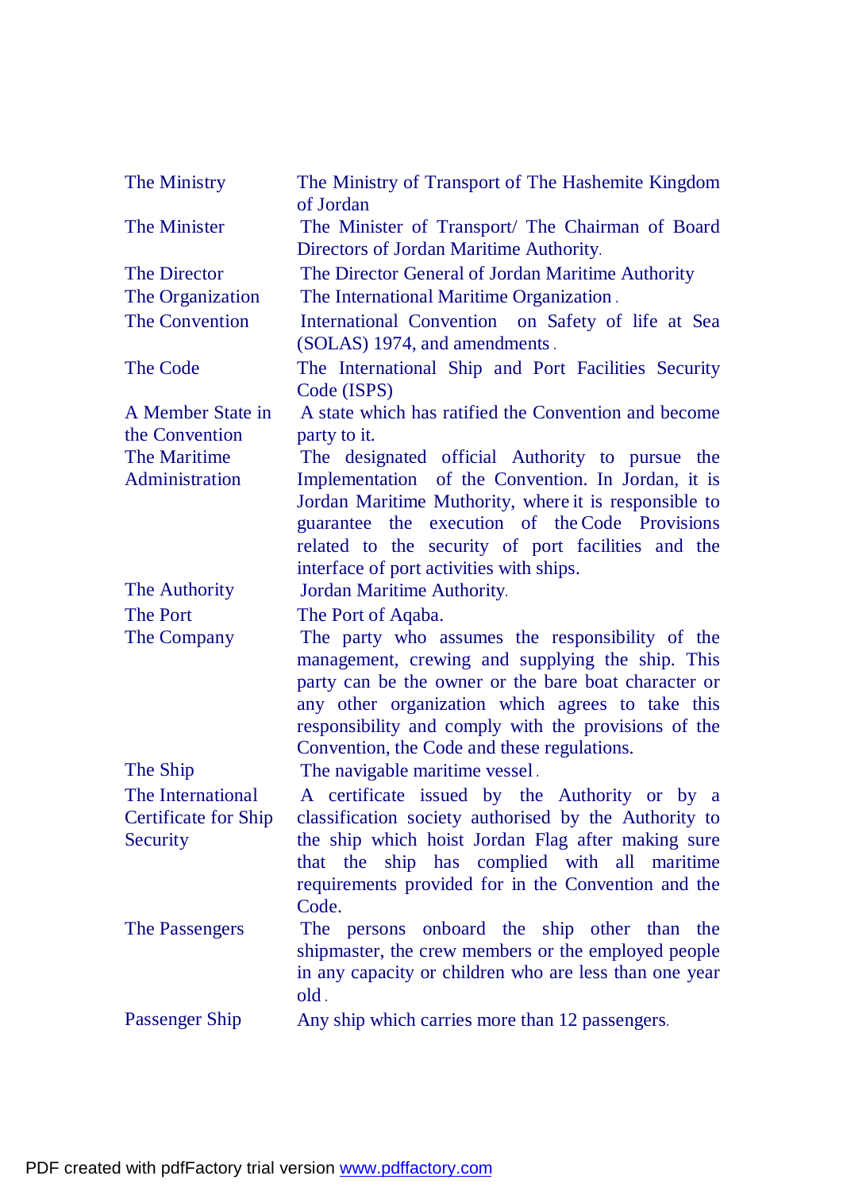| | |
|---|---|
| The Ministry | The Ministry of Transport of The Hashemite Kingdom of Jordan |
| The Minister | The Minister of Transport/ The Chairman of Board Directors of Jordan Maritime Authority. |
| The Director | The Director General of Jordan Maritime Authority |
| The Organization | The International Maritime Organization. |
| The Convention | International Convention on Safety of life at Sea (SOLAS) 1974, and amendments. |
| The Code | The International Ship and Port Facilities Security Code (ISPS) |
| A Member State in the Convention | A state which has ratified the Convention and become party to it. |
| The Maritime Administration | The designated official Authority to pursue the Implementation of the Convention. In Jordan, it is Jordan Maritime Muthority, where it is responsible to guarantee the execution of the Code Provisions related to the security of port facilities and the interface of port activities with ships. |
| The Authority | Jordan Maritime Authority. |
| The Port | The Port of Aqaba. |
| The Company | The party who assumes the responsibility of the management, crewing and supplying the ship. This party can be the owner or the bare boat character or any other organization which agrees to take this responsibility and comply with the provisions of the Convention, the Code and these regulations. |
| The Ship | The navigable maritime vessel. |
| The International Certificate for Ship Security | A certificate issued by the Authority or by a classification society authorised by the Authority to the ship which hoist Jordan Flag after making sure that the ship has complied with all maritime requirements provided for in the Convention and the Code. |
| The Passengers | The persons onboard the ship other than the shipmaster, the crew members or the employed people in any capacity or children who are less than one year old. |
| Passenger Ship | Any ship which carries more than 12 passengers. |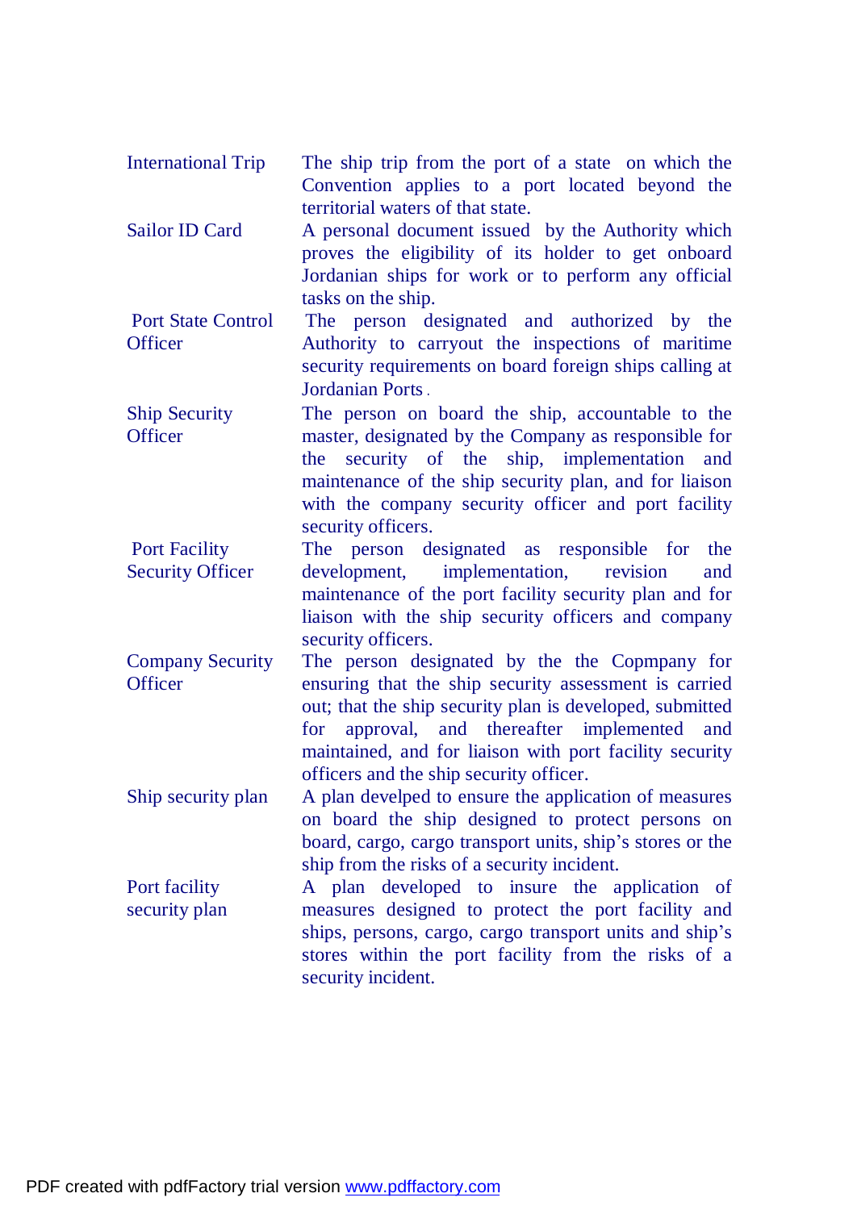| | |
|---|---|
| International Trip | The ship trip from the port of a state on which the Convention applies to a port located beyond the territorial waters of that state. |
| Sailor ID Card | A personal document issued by the Authority which proves the eligibility of its holder to get onboard Jordanian ships for work or to perform any official tasks on the ship. |
| Port State Control Officer | The person designated and authorized by the Authority to carryout the inspections of maritime security requirements on board foreign ships calling at Jordanian Ports. |
| Ship Security Officer | The person on board the ship, accountable to the master, designated by the Company as responsible for the security of the ship, implementation and maintenance of the ship security plan, and for liaison with the company security officer and port facility security officers. |
| Port Facility Security Officer | The person designated as responsible for the development, implementation, revision and maintenance of the port facility security plan and for liaison with the ship security officers and company security officers. |
| Company Security Officer | The person designated by the the Copmpany for ensuring that the ship security assessment is carried out; that the ship security plan is developed, submitted for approval, and thereafter implemented and maintained, and for liaison with port facility security officers and the ship security officer. |
| Ship security plan | A plan develped to ensure the application of measures on board the ship designed to protect persons on board, cargo, cargo transport units, ship's stores or the ship from the risks of a security incident. |
| Port facility security plan | A plan developed to insure the application of measures designed to protect the port facility and ships, persons, cargo, cargo transport units and ship's stores within the port facility from the risks of a security incident. |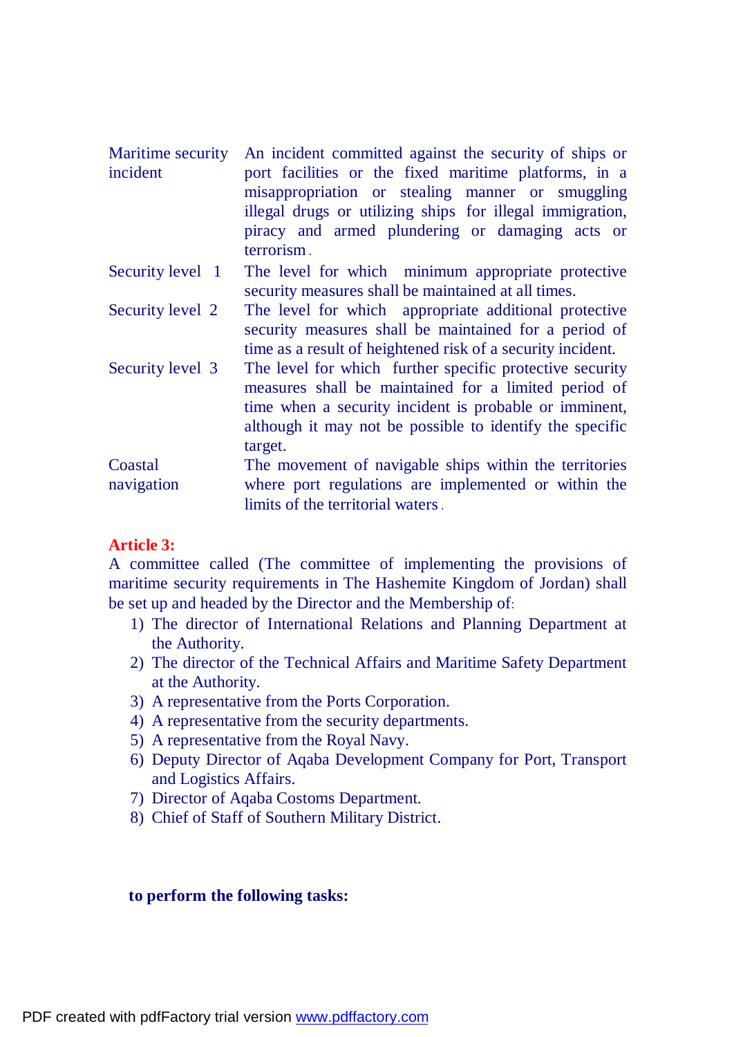| | |
|---|---|
| Maritime security incident | An incident committed against the security of ships or port facilities or the fixed maritime platforms, in a misappropriation or stealing manner or smuggling illegal drugs or utilizing ships for illegal immigration, piracy and armed plundering or damaging acts or terrorism . |
| Security level 1 | The level for which minimum appropriate protective security measures shall be maintained at all times. |
| Security level 2 | The level for which appropriate additional protective security measures shall be maintained for a period of time as a result of heightened risk of a security incident. |
| Security level 3 | The level for which further specific protective security measures shall be maintained for a limited period of time when a security incident is probable or imminent, although it may not be possible to identify the specific target. |
| Coastal navigation | The movement of navigable ships within the territories where port regulations are implemented or within the limits of the territorial waters . |

**Article 3:**

A committee called (The committee of implementing the provisions of maritime security requirements in The Hashemite Kingdom of Jordan) shall be set up and headed by the Director and the Membership of:

1) The director of International Relations and Planning Department at the Authority.
2) The director of the Technical Affairs and Maritime Safety Department at the Authority.
3) A representative from the Ports Corporation.
4) A representative from the security departments.
5) A representative from the Royal Navy.
6) Deputy Director of Aqaba Development Company for Port, Transport and Logistics Affairs.
7) Director of Aqaba Costoms Department.
8) Chief of Staff of Southern Military District.

**to perform the following tasks:**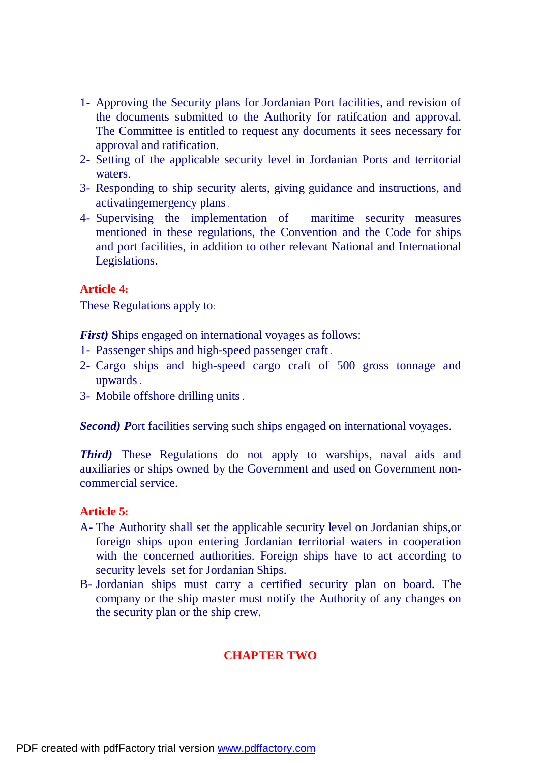1- Approving the Security plans for Jordanian Port facilities, and revision of the documents submitted to the Authority for ratifcation and approval. The Committee is entitled to request any documents it sees necessary for approval and ratification.
2- Setting of the applicable security level in Jordanian Ports and territorial waters.
3- Responding to ship security alerts, giving guidance and instructions, and activatingemergency plans .
4- Supervising the implementation of maritime security measures mentioned in these regulations, the Convention and the Code for ships and port facilities, in addition to other relevant National and International Legislations.

**Article 4:**

These Regulations apply to:

***First)*** **S**hips engaged on international voyages as follows:

1- Passenger ships and high-speed passenger craft .
2- Cargo ships and high-speed cargo craft of 500 gross tonnage and upwards .
3- Mobile offshore drilling units .

***Second) P***ort facilities serving such ships engaged on international voyages.

***Third)*** These Regulations do not apply to warships, naval aids and auxiliaries or ships owned by the Government and used on Government non-commercial service.

**Article 5:**

A- The Authority shall set the applicable security level on Jordanian ships,or foreign ships upon entering Jordanian territorial waters in cooperation with the concerned authorities. Foreign ships have to act according to security levels set for Jordanian Ships.
B- Jordanian ships must carry a certified security plan on board. The company or the ship master must notify the Authority of any changes on the security plan or the ship crew.

## CHAPTER TWO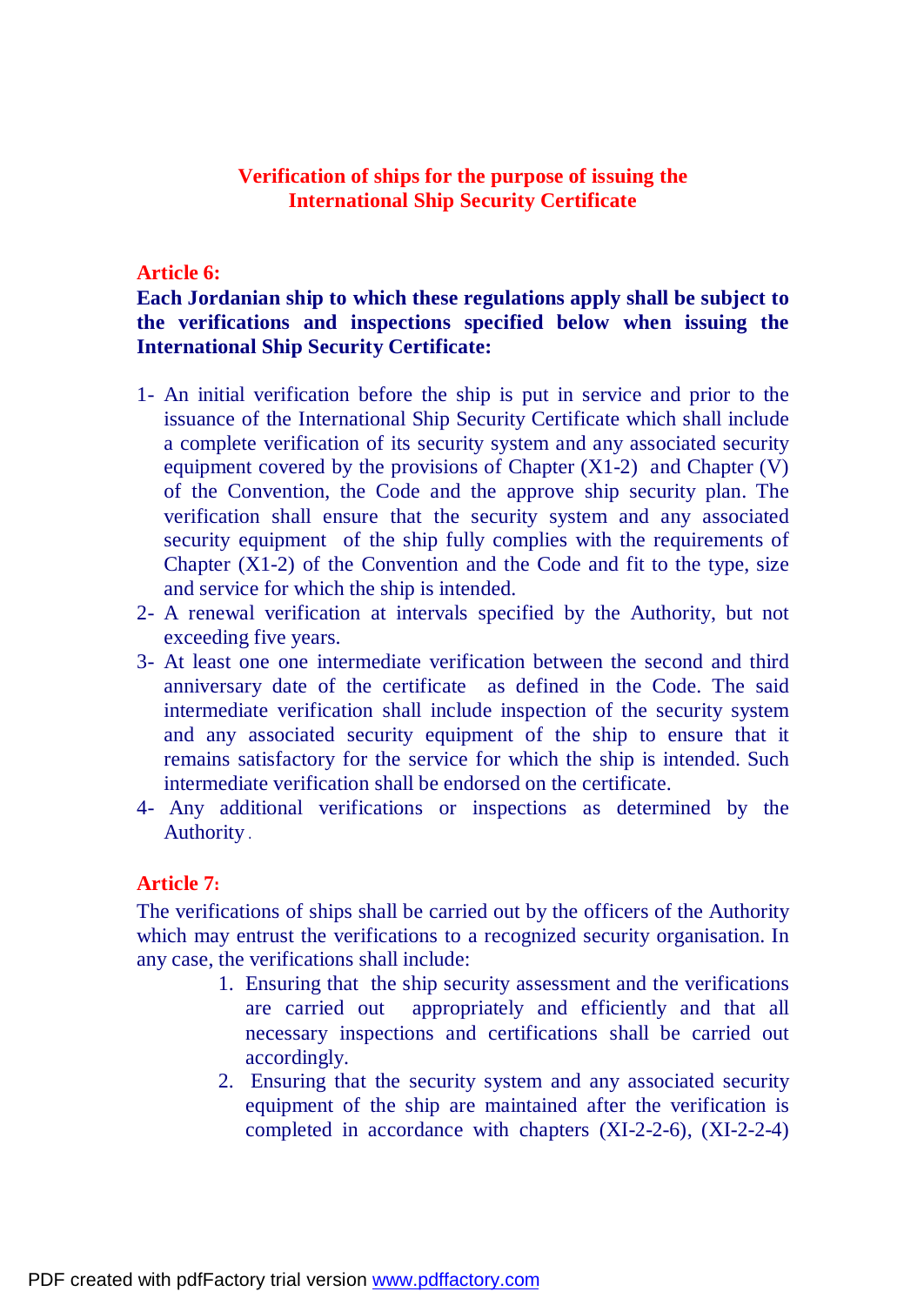## Verification of ships for the purpose of issuing the International Ship Security Certificate

**Article 6:**

**Each Jordanian ship to which these regulations apply shall be subject to the verifications and inspections specified below when issuing the International Ship Security Certificate:**

1- An initial verification before the ship is put in service and prior to the issuance of the International Ship Security Certificate which shall include a complete verification of its security system and any associated security equipment covered by the provisions of Chapter (X1-2) and Chapter (V) of the Convention, the Code and the approve ship security plan. The verification shall ensure that the security system and any associated security equipment of the ship fully complies with the requirements of Chapter (X1-2) of the Convention and the Code and fit to the type, size and service for which the ship is intended.

2- A renewal verification at intervals specified by the Authority, but not exceeding five years.

3- At least one one intermediate verification between the second and third anniversary date of the certificate as defined in the Code. The said intermediate verification shall include inspection of the security system and any associated security equipment of the ship to ensure that it remains satisfactory for the service for which the ship is intended. Such intermediate verification shall be endorsed on the certificate.

4- Any additional verifications or inspections as determined by the Authority.

**Article 7:**

The verifications of ships shall be carried out by the officers of the Authority which may entrust the verifications to a recognized security organisation. In any case, the verifications shall include:

1. Ensuring that the ship security assessment and the verifications are carried out appropriately and efficiently and that all necessary inspections and certifications shall be carried out accordingly.
2. Ensuring that the security system and any associated security equipment of the ship are maintained after the verification is completed in accordance with chapters (XI-2-2-6), (XI-2-2-4)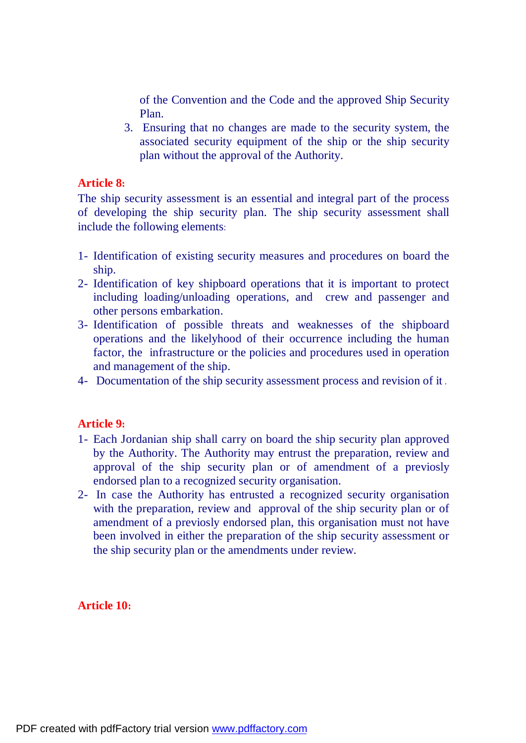of the Convention and the Code and the approved Ship Security Plan.

3. Ensuring that no changes are made to the security system, the associated security equipment of the ship or the ship security plan without the approval of the Authority.

**Article 8:**

The ship security assessment is an essential and integral part of the process of developing the ship security plan. The ship security assessment shall include the following elements:

1- Identification of existing security measures and procedures on board the ship.
2- Identification of key shipboard operations that it is important to protect including loading/unloading operations, and crew and passenger and other persons embarkation.
3- Identification of possible threats and weaknesses of the shipboard operations and the likelyhood of their occurrence including the human factor, the infrastructure or the policies and procedures used in operation and management of the ship.
4- Documentation of the ship security assessment process and revision of it .

**Article 9:**

1- Each Jordanian ship shall carry on board the ship security plan approved by the Authority. The Authority may entrust the preparation, review and approval of the ship security plan or of amendment of a previosly endorsed plan to a recognized security organisation.
2- In case the Authority has entrusted a recognized security organisation with the preparation, review and approval of the ship security plan or of amendment of a previosly endorsed plan, this organisation must not have been involved in either the preparation of the ship security assessment or the ship security plan or the amendments under review.

**Article 10:**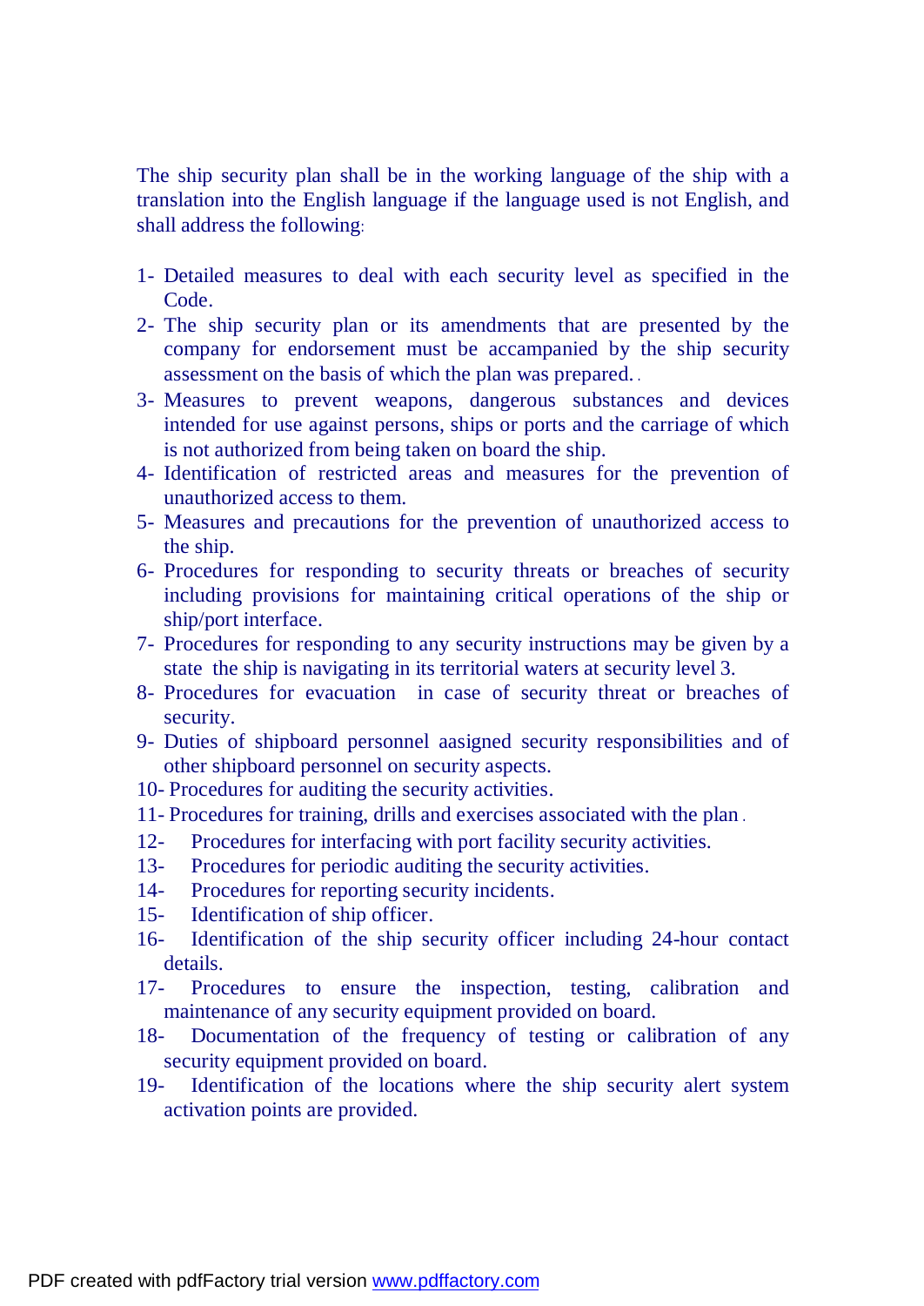The ship security plan shall be in the working language of the ship with a translation into the English language if the language used is not English, and shall address the following:

1- Detailed measures to deal with each security level as specified in the Code.
2- The ship security plan or its amendments that are presented by the company for endorsement must be accompanied by the ship security assessment on the basis of which the plan was prepared.
3- Measures to prevent weapons, dangerous substances and devices intended for use against persons, ships or ports and the carriage of which is not authorized from being taken on board the ship.
4- Identification of restricted areas and measures for the prevention of unauthorized access to them.
5- Measures and precautions for the prevention of unauthorized access to the ship.
6- Procedures for responding to security threats or breaches of security including provisions for maintaining critical operations of the ship or ship/port interface.
7- Procedures for responding to any security instructions may be given by a state the ship is navigating in its territorial waters at security level 3.
8- Procedures for evacuation in case of security threat or breaches of security.
9- Duties of shipboard personnel aasigned security responsibilities and of other shipboard personnel on security aspects.
10- Procedures for auditing the security activities.
11- Procedures for training, drills and exercises associated with the plan.
12- Procedures for interfacing with port facility security activities.
13- Procedures for periodic auditing the security activities.
14- Procedures for reporting security incidents.
15- Identification of ship officer.
16- Identification of the ship security officer including 24-hour contact details.
17- Procedures to ensure the inspection, testing, calibration and maintenance of any security equipment provided on board.
18- Documentation of the frequency of testing or calibration of any security equipment provided on board.
19- Identification of the locations where the ship security alert system activation points are provided.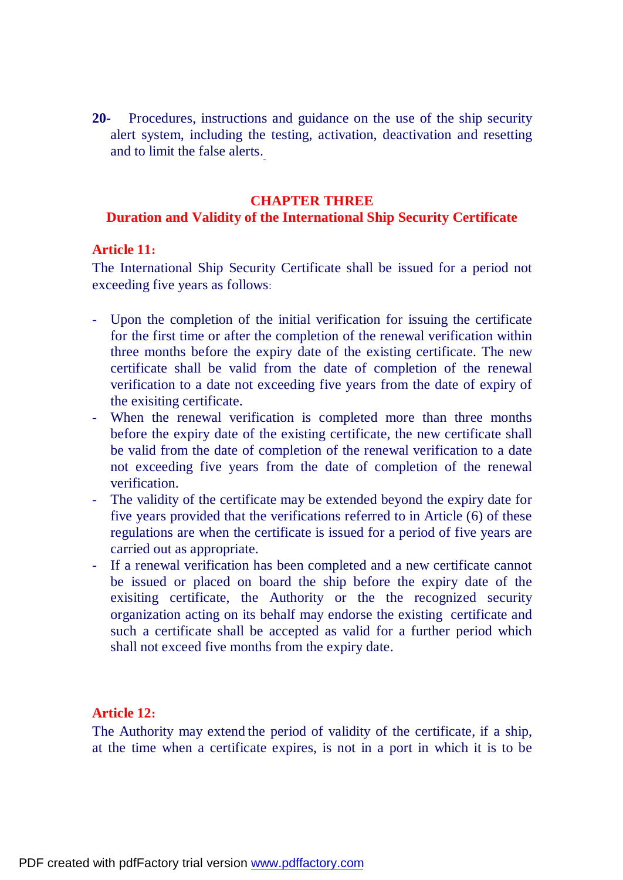**20-** Procedures, instructions and guidance on the use of the ship security alert system, including the testing, activation, deactivation and resetting and to limit the false alerts.

## CHAPTER THREE
## Duration and Validity of the International Ship Security Certificate

### Article 11:

The International Ship Security Certificate shall be issued for a period not exceeding five years as follows:

- Upon the completion of the initial verification for issuing the certificate for the first time or after the completion of the renewal verification within three months before the expiry date of the existing certificate. The new certificate shall be valid from the date of completion of the renewal verification to a date not exceeding five years from the date of expiry of the exisiting certificate.
- When the renewal verification is completed more than three months before the expiry date of the existing certificate, the new certificate shall be valid from the date of completion of the renewal verification to a date not exceeding five years from the date of completion of the renewal verification.
- The validity of the certificate may be extended beyond the expiry date for five years provided that the verifications referred to in Article (6) of these regulations are when the certificate is issued for a period of five years are carried out as appropriate.
- If a renewal verification has been completed and a new certificate cannot be issued or placed on board the ship before the expiry date of the exisiting certificate, the Authority or the the recognized security organization acting on its behalf may endorse the existing certificate and such a certificate shall be accepted as valid for a further period which shall not exceed five months from the expiry date.

### Article 12:

The Authority may extend the period of validity of the certificate, if a ship, at the time when a certificate expires, is not in a port in which it is to be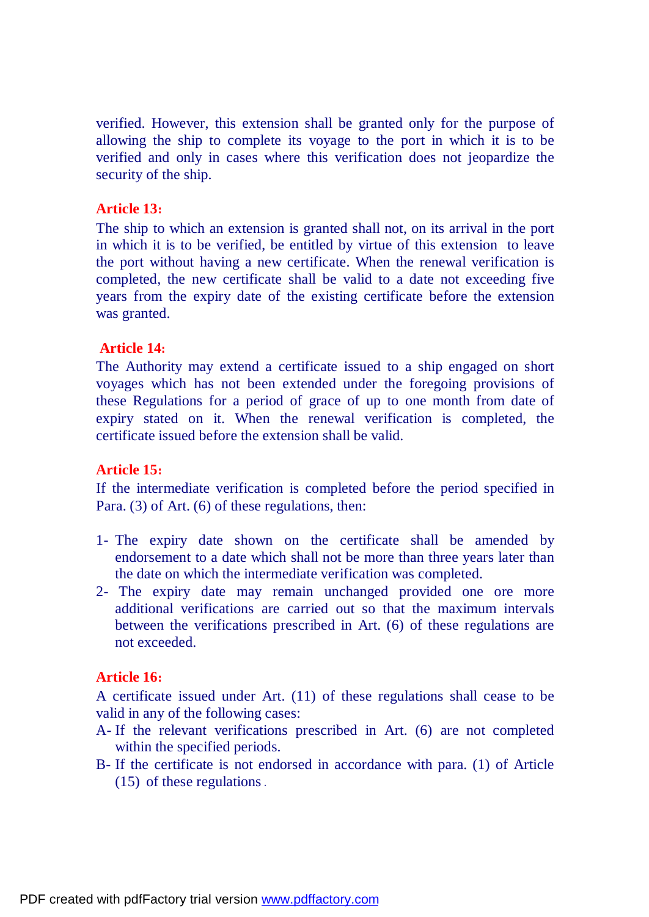verified. However, this extension shall be granted only for the purpose of allowing the ship to complete its voyage to the port in which it is to be verified and only in cases where this verification does not jeopardize the security of the ship.

**Article 13:**

The ship to which an extension is granted shall not, on its arrival in the port in which it is to be verified, be entitled by virtue of this extension to leave the port without having a new certificate. When the renewal verification is completed, the new certificate shall be valid to a date not exceeding five years from the expiry date of the existing certificate before the extension was granted.

**Article 14:**

The Authority may extend a certificate issued to a ship engaged on short voyages which has not been extended under the foregoing provisions of these Regulations for a period of grace of up to one month from date of expiry stated on it. When the renewal verification is completed, the certificate issued before the extension shall be valid.

**Article 15:**

If the intermediate verification is completed before the period specified in Para. (3) of Art. (6) of these regulations, then:

1- The expiry date shown on the certificate shall be amended by endorsement to a date which shall not be more than three years later than the date on which the intermediate verification was completed.
2- The expiry date may remain unchanged provided one ore more additional verifications are carried out so that the maximum intervals between the verifications prescribed in Art. (6) of these regulations are not exceeded.

**Article 16:**

A certificate issued under Art. (11) of these regulations shall cease to be valid in any of the following cases:

A- If the relevant verifications prescribed in Art. (6) are not completed within the specified periods.
B- If the certificate is not endorsed in accordance with para. (1) of Article (15) of these regulations.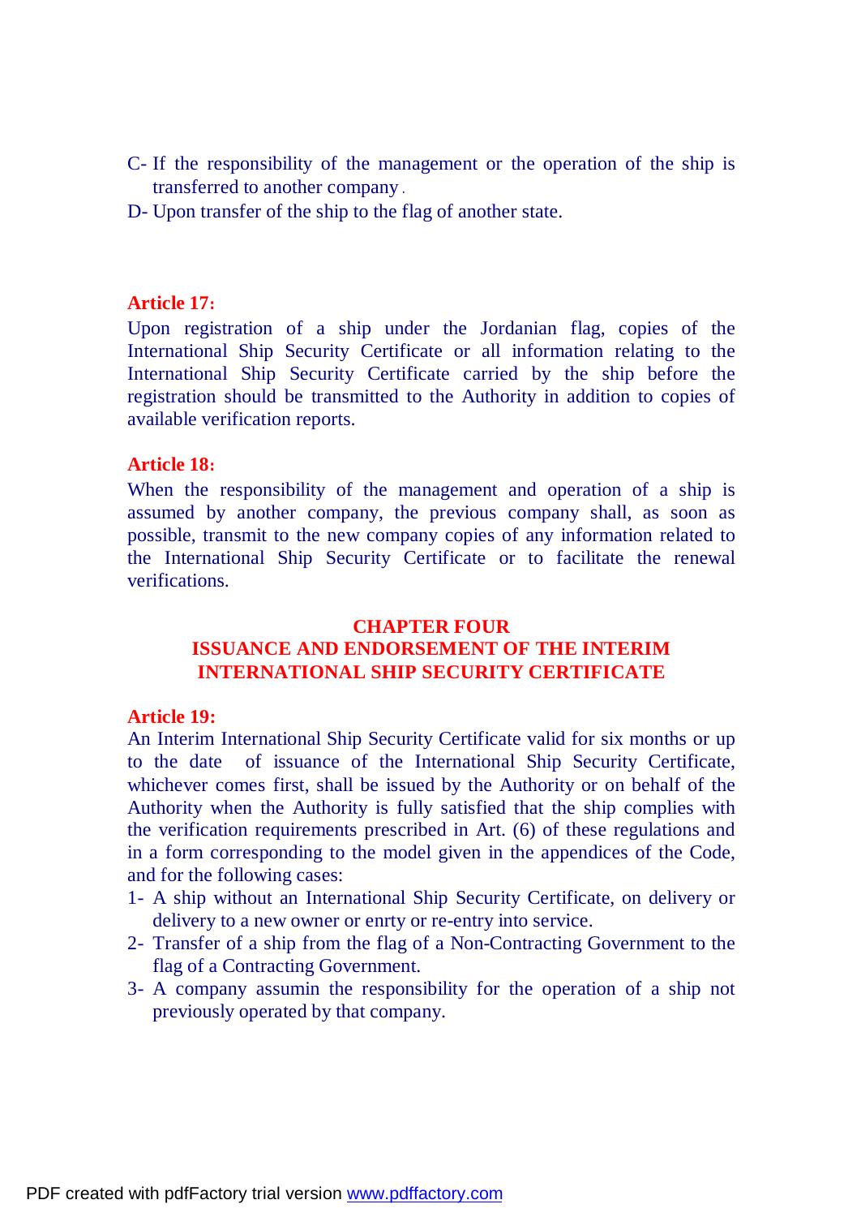C- If the responsibility of the management or the operation of the ship is transferred to another company.

D- Upon transfer of the ship to the flag of another state.

**Article 17:**

Upon registration of a ship under the Jordanian flag, copies of the International Ship Security Certificate or all information relating to the International Ship Security Certificate carried by the ship before the registration should be transmitted to the Authority in addition to copies of available verification reports.

**Article 18:**

When the responsibility of the management and operation of a ship is assumed by another company, the previous company shall, as soon as possible, transmit to the new company copies of any information related to the International Ship Security Certificate or to facilitate the renewal verifications.

## CHAPTER FOUR
## ISSUANCE AND ENDORSEMENT OF THE INTERIM INTERNATIONAL SHIP SECURITY CERTIFICATE

**Article 19:**

An Interim International Ship Security Certificate valid for six months or up to the date of issuance of the International Ship Security Certificate, whichever comes first, shall be issued by the Authority or on behalf of the Authority when the Authority is fully satisfied that the ship complies with the verification requirements prescribed in Art. (6) of these regulations and in a form corresponding to the model given in the appendices of the Code, and for the following cases:

1- A ship without an International Ship Security Certificate, on delivery or delivery to a new owner or enrty or re-entry into service.

2- Transfer of a ship from the flag of a Non-Contracting Government to the flag of a Contracting Government.

3- A company assumin the responsibility for the operation of a ship not previously operated by that company.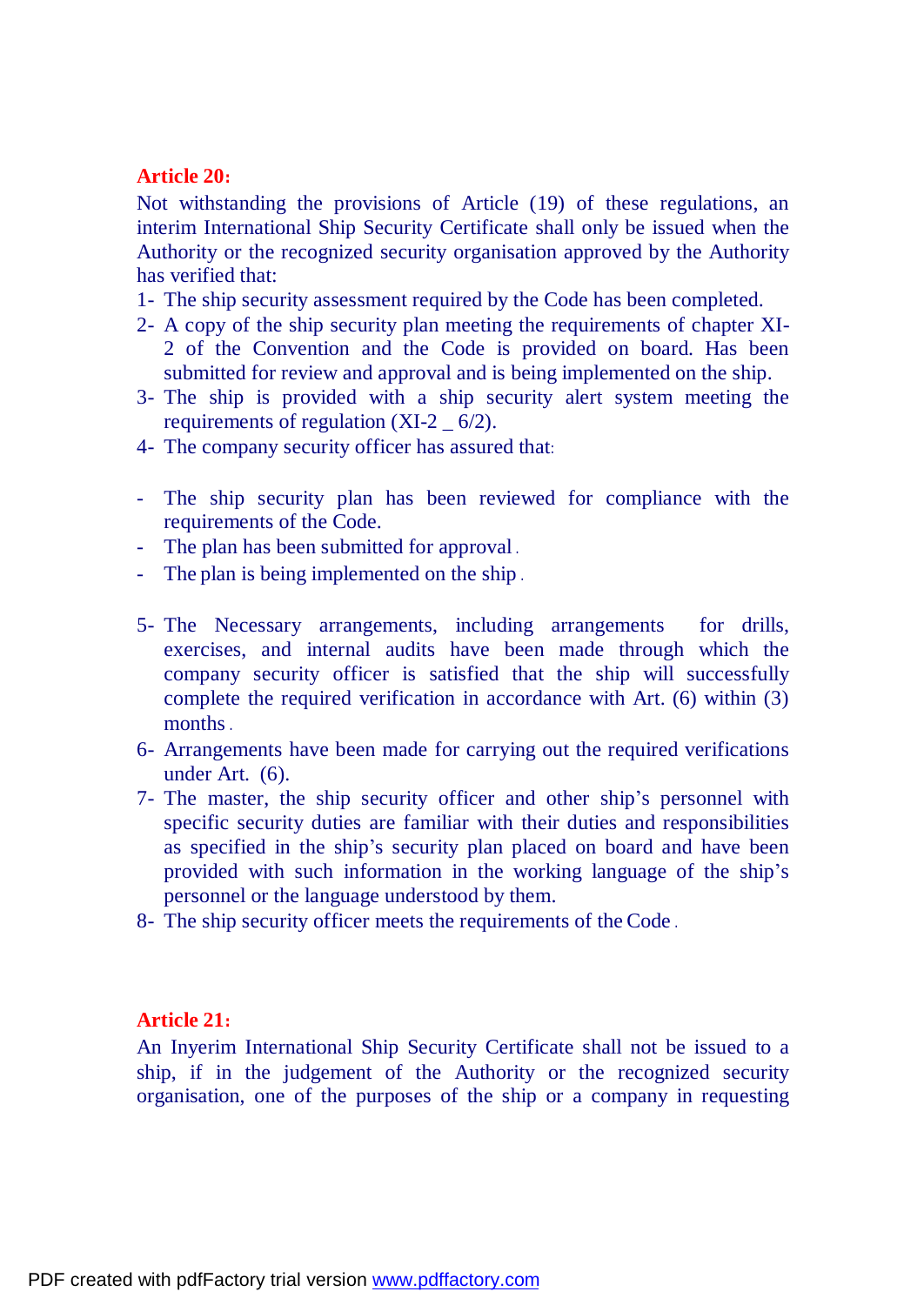**Article 20:**

Not withstanding the provisions of Article (19) of these regulations, an interim International Ship Security Certificate shall only be issued when the Authority or the recognized security organisation approved by the Authority has verified that:

1- The ship security assessment required by the Code has been completed.
2- A copy of the ship security plan meeting the requirements of chapter XI-2 of the Convention and the Code is provided on board. Has been submitted for review and approval and is being implemented on the ship.
3- The ship is provided with a ship security alert system meeting the requirements of regulation (XI-2 _ 6/2).
4- The company security officer has assured that:

- The ship security plan has been reviewed for compliance with the requirements of the Code.
- The plan has been submitted for approval .
- The plan is being implemented on the ship .

5- The Necessary arrangements, including arrangements for drills, exercises, and internal audits have been made through which the company security officer is satisfied that the ship will successfully complete the required verification in accordance with Art. (6) within (3) months .
6- Arrangements have been made for carrying out the required verifications under Art. (6).
7- The master, the ship security officer and other ship's personnel with specific security duties are familiar with their duties and responsibilities as specified in the ship's security plan placed on board and have been provided with such information in the working language of the ship's personnel or the language understood by them.
8- The ship security officer meets the requirements of the Code .

**Article 21:**

An Inyerim International Ship Security Certificate shall not be issued to a ship, if in the judgement of the Authority or the recognized security organisation, one of the purposes of the ship or a company in requesting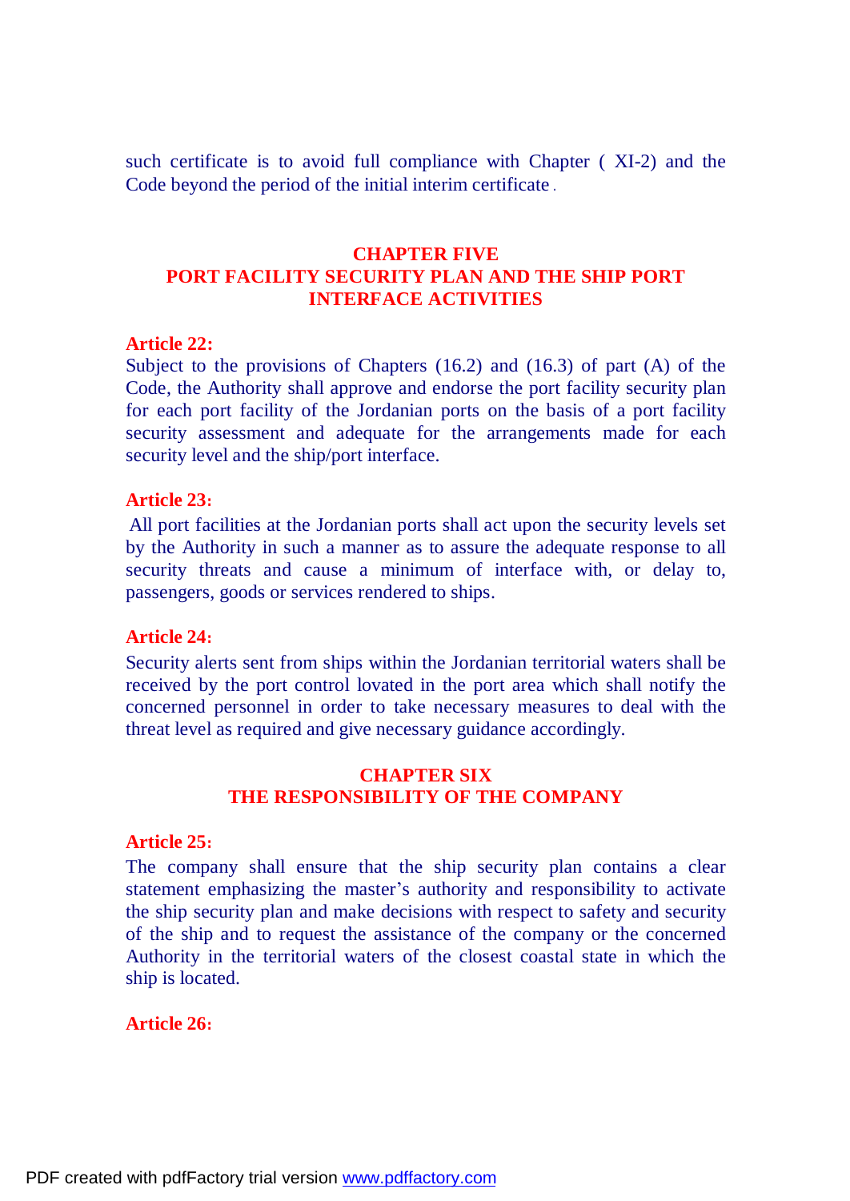such certificate is to avoid full compliance with Chapter ( XI-2) and the Code beyond the period of the initial interim certificate .

## CHAPTER FIVE
## PORT FACILITY SECURITY PLAN AND THE SHIP PORT INTERFACE ACTIVITIES

**Article 22:**
Subject to the provisions of Chapters (16.2) and (16.3) of part (A) of the Code, the Authority shall approve and endorse the port facility security plan for each port facility of the Jordanian ports on the basis of a port facility security assessment and adequate for the arrangements made for each security level and the ship/port interface.

**Article 23:**
All port facilities at the Jordanian ports shall act upon the security levels set by the Authority in such a manner as to assure the adequate response to all security threats and cause a minimum of interface with, or delay to, passengers, goods or services rendered to ships.

**Article 24:**
Security alerts sent from ships within the Jordanian territorial waters shall be received by the port control lovated in the port area which shall notify the concerned personnel in order to take necessary measures to deal with the threat level as required and give necessary guidance accordingly.

## CHAPTER SIX
## THE RESPONSIBILITY OF THE COMPANY

**Article 25:**
The company shall ensure that the ship security plan contains a clear statement emphasizing the master's authority and responsibility to activate the ship security plan and make decisions with respect to safety and security of the ship and to request the assistance of the company or the concerned Authority in the territorial waters of the closest coastal state in which the ship is located.

**Article 26:**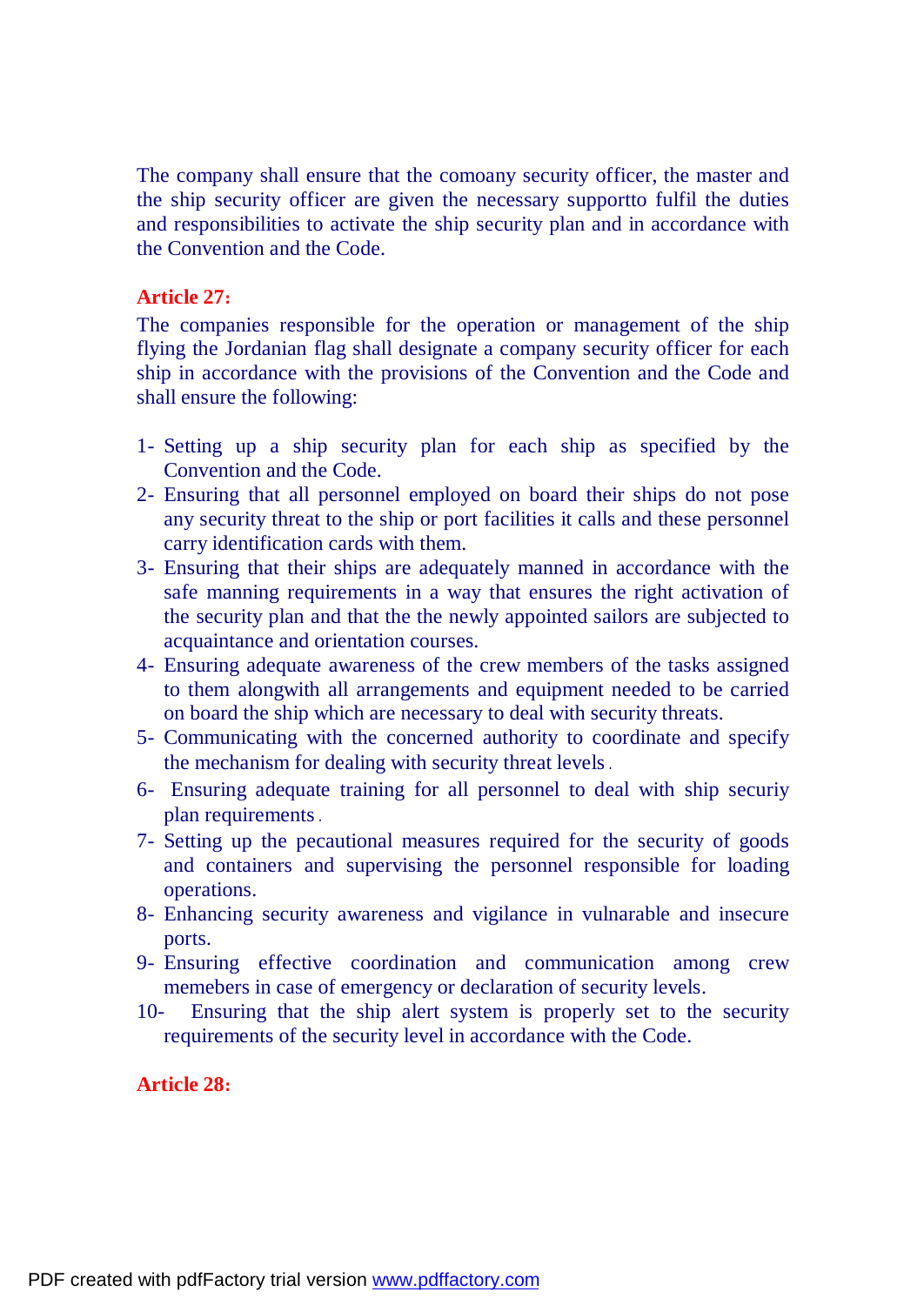The company shall ensure that the comoany security officer, the master and the ship security officer are given the necessary supportto fulfil the duties and responsibilities to activate the ship security plan and in accordance with the Convention and the Code.

**Article 27:**

The companies responsible for the operation or management of the ship flying the Jordanian flag shall designate a company security officer for each ship in accordance with the provisions of the Convention and the Code and shall ensure the following:

1- Setting up a ship security plan for each ship as specified by the Convention and the Code.
2- Ensuring that all personnel employed on board their ships do not pose any security threat to the ship or port facilities it calls and these personnel carry identification cards with them.
3- Ensuring that their ships are adequately manned in accordance with the safe manning requirements in a way that ensures the right activation of the security plan and that the the newly appointed sailors are subjected to acquaintance and orientation courses.
4- Ensuring adequate awareness of the crew members of the tasks assigned to them alongwith all arrangements and equipment needed to be carried on board the ship which are necessary to deal with security threats.
5- Communicating with the concerned authority to coordinate and specify the mechanism for dealing with security threat levels.
6- Ensuring adequate training for all personnel to deal with ship securiy plan requirements.
7- Setting up the pecautional measures required for the security of goods and containers and supervising the personnel responsible for loading operations.
8- Enhancing security awareness and vigilance in vulnarable and insecure ports.
9- Ensuring effective coordination and communication among crew memebers in case of emergency or declaration of security levels.
10- Ensuring that the ship alert system is properly set to the security requirements of the security level in accordance with the Code.

**Article 28:**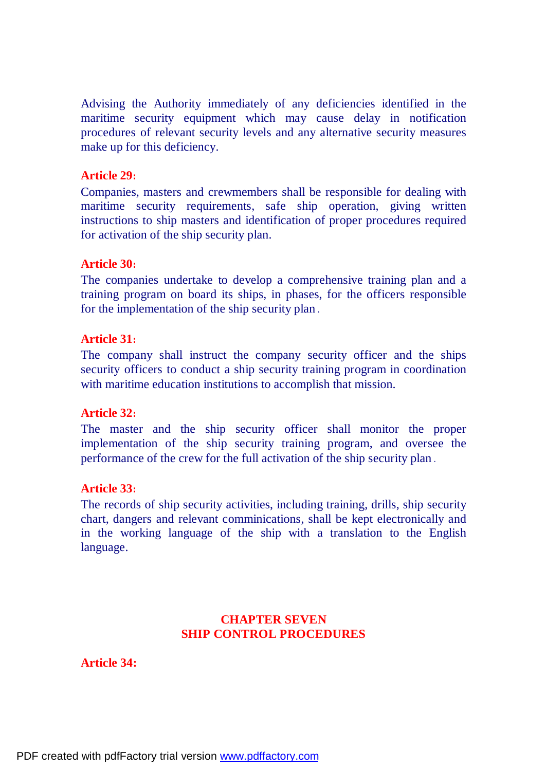Advising the Authority immediately of any deficiencies identified in the maritime security equipment which may cause delay in notification procedures of relevant security levels and any alternative security measures make up for this deficiency.

**Article 29:**

Companies, masters and crewmembers shall be responsible for dealing with maritime security requirements, safe ship operation, giving written instructions to ship masters and identification of proper procedures required for activation of the ship security plan.

**Article 30:**

The companies undertake to develop a comprehensive training plan and a training program on board its ships, in phases, for the officers responsible for the implementation of the ship security plan.

**Article 31:**

The company shall instruct the company security officer and the ships security officers to conduct a ship security training program in coordination with maritime education institutions to accomplish that mission.

**Article 32:**

The master and the ship security officer shall monitor the proper implementation of the ship security training program, and oversee the performance of the crew for the full activation of the ship security plan.

**Article 33:**

The records of ship security activities, including training, drills, ship security chart, dangers and relevant comminications, shall be kept electronically and in the working language of the ship with a translation to the English language.

## CHAPTER SEVEN
## SHIP CONTROL PROCEDURES

**Article 34:**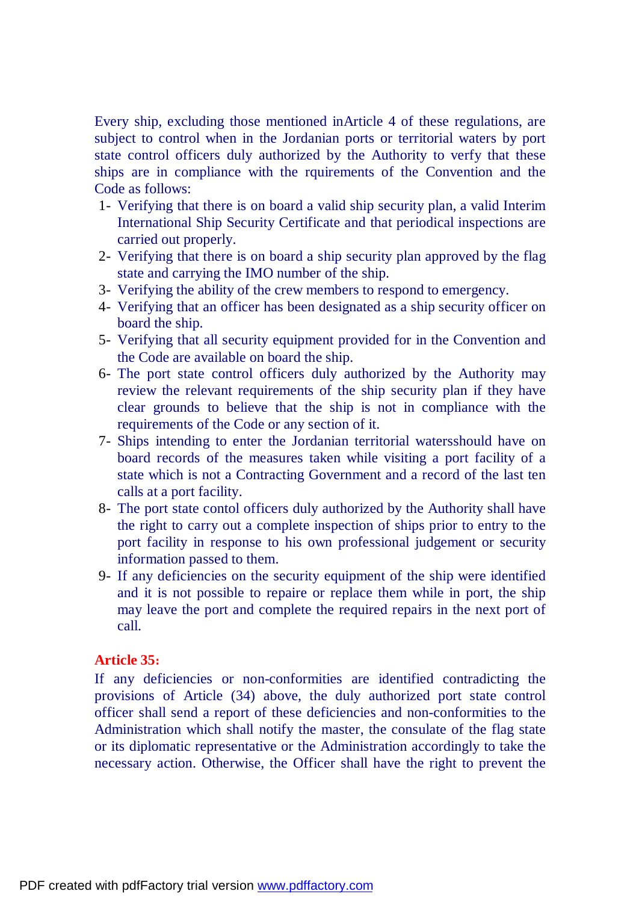Every ship, excluding those mentioned inArticle 4 of these regulations, are subject to control when in the Jordanian ports or territorial waters by port state control officers duly authorized by the Authority to verfy that these ships are in compliance with the rquirements of the Convention and the Code as follows:

1- Verifying that there is on board a valid ship security plan, a valid Interim International Ship Security Certificate and that periodical inspections are carried out properly.
2- Verifying that there is on board a ship security plan approved by the flag state and carrying the IMO number of the ship.
3- Verifying the ability of the crew members to respond to emergency.
4- Verifying that an officer has been designated as a ship security officer on board the ship.
5- Verifying that all security equipment provided for in the Convention and the Code are available on board the ship.
6- The port state control officers duly authorized by the Authority may review the relevant requirements of the ship security plan if they have clear grounds to believe that the ship is not in compliance with the requirements of the Code or any section of it.
7- Ships intending to enter the Jordanian territorial watersshould have on board records of the measures taken while visiting a port facility of a state which is not a Contracting Government and a record of the last ten calls at a port facility.
8- The port state contol officers duly authorized by the Authority shall have the right to carry out a complete inspection of ships prior to entry to the port facility in response to his own professional judgement or security information passed to them.
9- If any deficiencies on the security equipment of the ship were identified and it is not possible to repaire or replace them while in port, the ship may leave the port and complete the required repairs in the next port of call.

**Article 35:**

If any deficiencies or non-conformities are identified contradicting the provisions of Article (34) above, the duly authorized port state control officer shall send a report of these deficiencies and non-conformities to the Administration which shall notify the master, the consulate of the flag state or its diplomatic representative or the Administration accordingly to take the necessary action. Otherwise, the Officer shall have the right to prevent the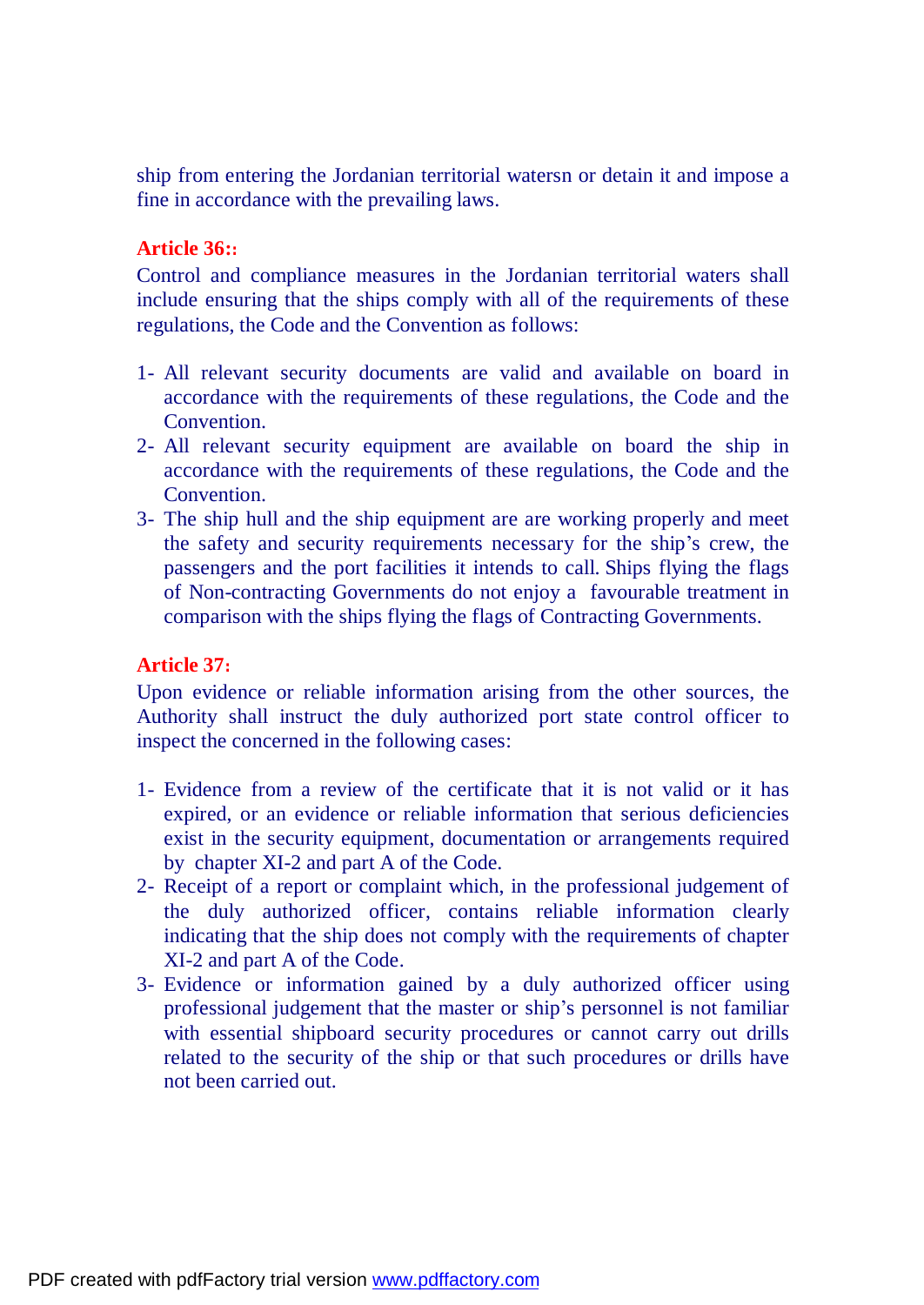ship from entering the Jordanian territorial watersn or detain it and impose a fine in accordance with the prevailing laws.

**Article 36::**

Control and compliance measures in the Jordanian territorial waters shall include ensuring that the ships comply with all of the requirements of these regulations, the Code and the Convention as follows:

1- All relevant security documents are valid and available on board in accordance with the requirements of these regulations, the Code and the Convention.
2- All relevant security equipment are available on board the ship in accordance with the requirements of these regulations, the Code and the Convention.
3- The ship hull and the ship equipment are are working properly and meet the safety and security requirements necessary for the ship's crew, the passengers and the port facilities it intends to call. Ships flying the flags of Non-contracting Governments do not enjoy a favourable treatment in comparison with the ships flying the flags of Contracting Governments.

**Article 37:**

Upon evidence or reliable information arising from the other sources, the Authority shall instruct the duly authorized port state control officer to inspect the concerned in the following cases:

1- Evidence from a review of the certificate that it is not valid or it has expired, or an evidence or reliable information that serious deficiencies exist in the security equipment, documentation or arrangements required by chapter XI-2 and part A of the Code.
2- Receipt of a report or complaint which, in the professional judgement of the duly authorized officer, contains reliable information clearly indicating that the ship does not comply with the requirements of chapter XI-2 and part A of the Code.
3- Evidence or information gained by a duly authorized officer using professional judgement that the master or ship's personnel is not familiar with essential shipboard security procedures or cannot carry out drills related to the security of the ship or that such procedures or drills have not been carried out.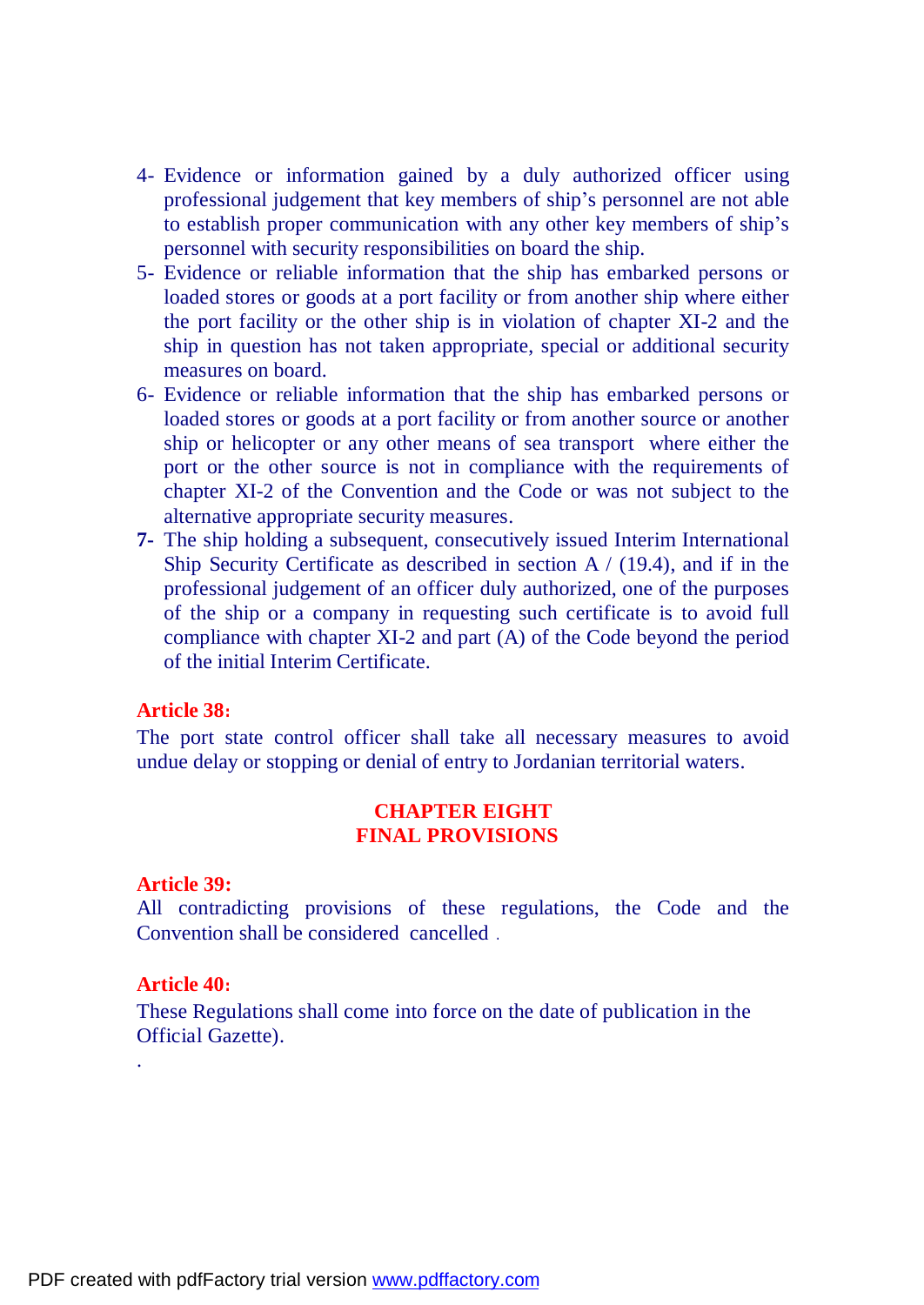4- Evidence or information gained by a duly authorized officer using professional judgement that key members of ship's personnel are not able to establish proper communication with any other key members of ship's personnel with security responsibilities on board the ship.

5- Evidence or reliable information that the ship has embarked persons or loaded stores or goods at a port facility or from another ship where either the port facility or the other ship is in violation of chapter XI-2 and the ship in question has not taken appropriate, special or additional security measures on board.

6- Evidence or reliable information that the ship has embarked persons or loaded stores or goods at a port facility or from another source or another ship or helicopter or any other means of sea transport where either the port or the other source is not in compliance with the requirements of chapter XI-2 of the Convention and the Code or was not subject to the alternative appropriate security measures.

**7-** The ship holding a subsequent, consecutively issued Interim International Ship Security Certificate as described in section A / (19.4), and if in the professional judgement of an officer duly authorized, one of the purposes of the ship or a company in requesting such certificate is to avoid full compliance with chapter XI-2 and part (A) of the Code beyond the period of the initial Interim Certificate.

**Article 38:**

The port state control officer shall take all necessary measures to avoid undue delay or stopping or denial of entry to Jordanian territorial waters.

## CHAPTER EIGHT
## FINAL PROVISIONS

**Article 39:**

All contradicting provisions of these regulations, the Code and the Convention shall be considered cancelled .

**Article 40:**

These Regulations shall come into force on the date of publication in the Official Gazette).

.